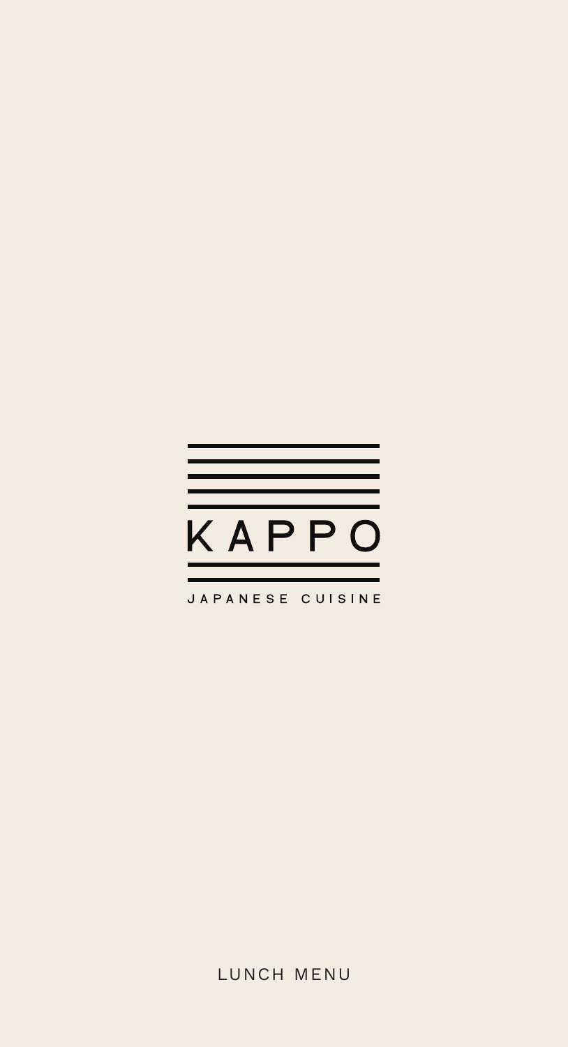# KAPPO

JAPANESE CUISINE

LUNCH MENU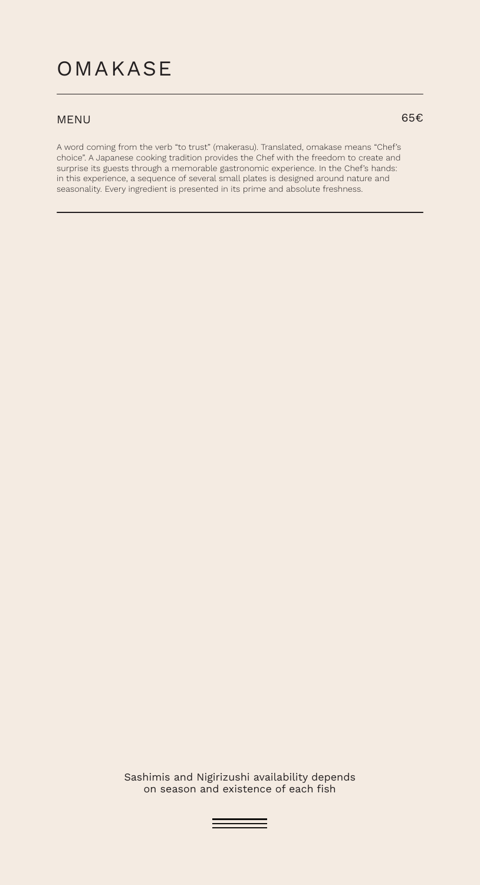# OMAKASE

## MENU 65€

A word coming from the verb "to trust" (makerasu). Translated, omakase means "Chef's choice". A Japanese cooking tradition provides the Chef with the freedom to create and surprise its guests through a memorable gastronomic experience. In the Chef's hands: in this experience, a sequence of several small plates is designed around nature and seasonality. Every ingredient is presented in its prime and absolute freshness.

Sashimis and Nigirizushi availability depends on season and existence of each fish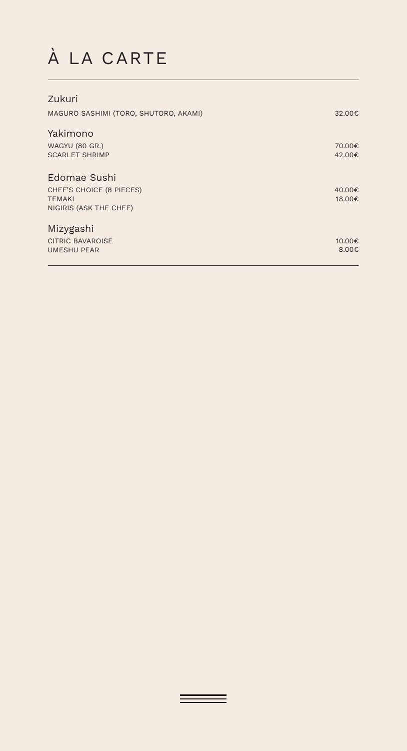# À LA CARTE

---

## Zukuri

| | |
|---|---|
| MAGURO SASHIMI (TORO, SHUTORO, AKAMI) | 32.00€ |

## Yakimono

| | |
|---|---|
| WAGYU (80 GR.) | 70.00€ |
| SCARLET SHRIMP | 42.00€ |

## Edomae Sushi

| | |
|---|---|
| CHEF'S CHOICE (8 PIECES) | 40.00€ |
| TEMAKI | 18.00€ |
| NIGIRIS (ASK THE CHEF) | |

## Mizygashi

| | |
|---|---|
| CITRIC BAVAROISE | 10.00€ |
| UMESHU PEAR | 8.00€ |

---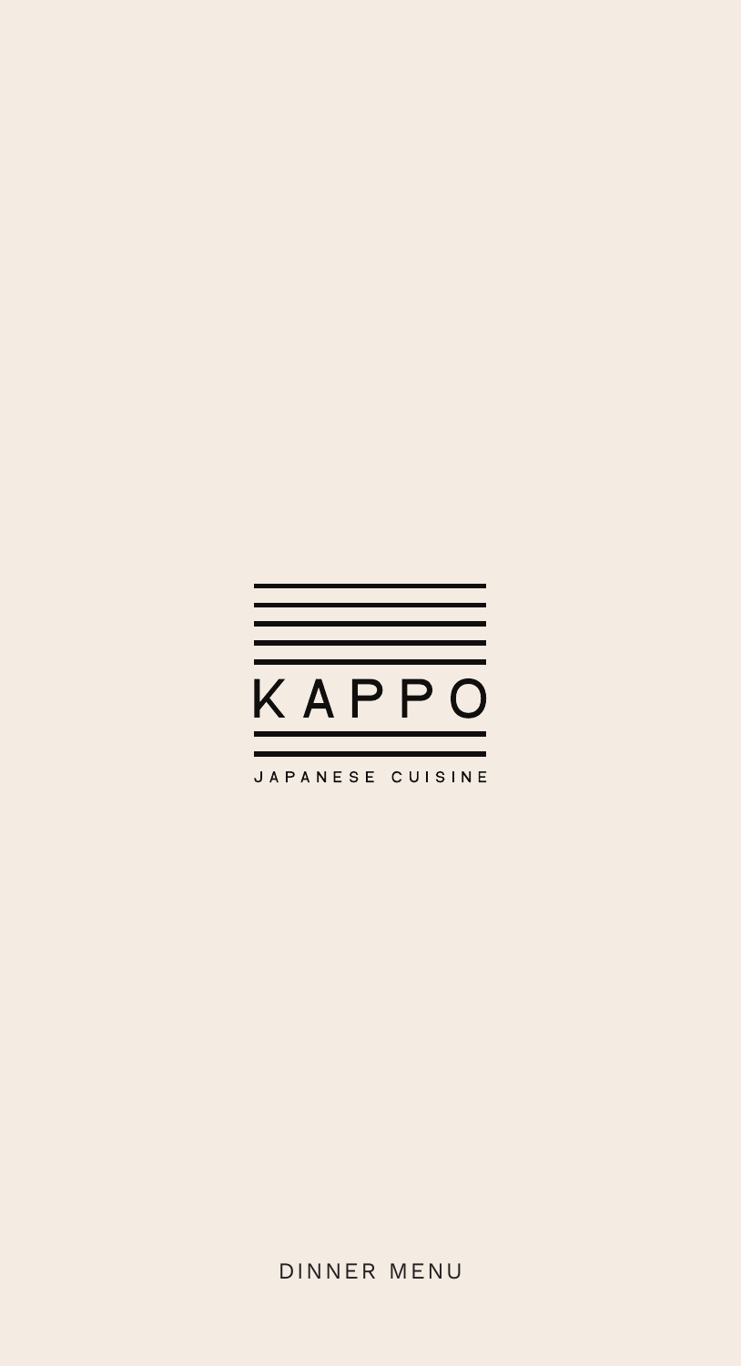# KAPPO

JAPANESE CUISINE

DINNER MENU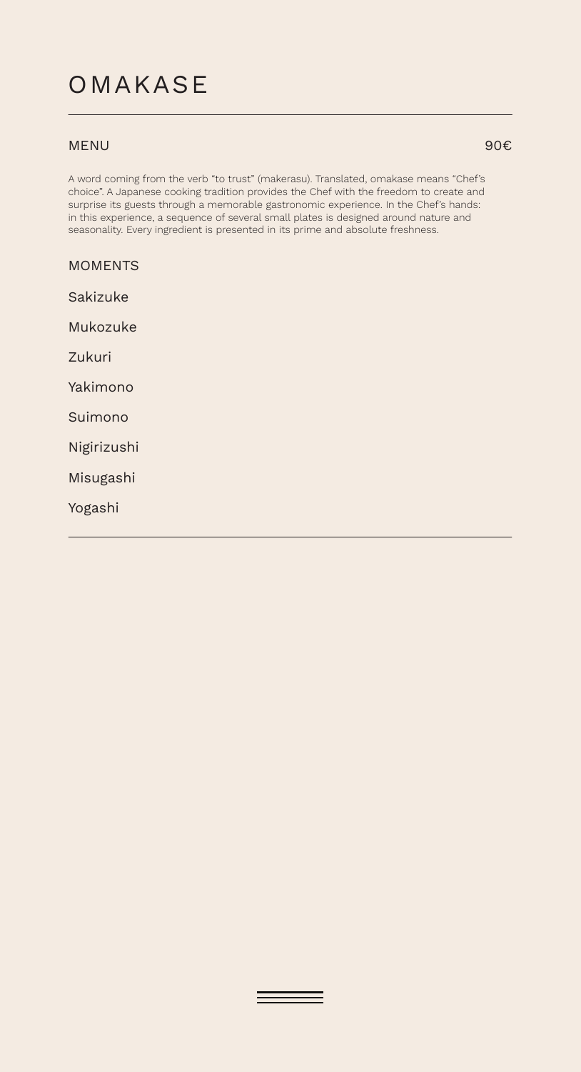# OMAKASE

MENU 90€

A word coming from the verb "to trust" (makerasu). Translated, omakase means "Chef's choice". A Japanese cooking tradition provides the Chef with the freedom to create and surprise its guests through a memorable gastronomic experience. In the Chef's hands: in this experience, a sequence of several small plates is designed around nature and seasonality. Every ingredient is presented in its prime and absolute freshness.

MOMENTS

Sakizuke

Mukozuke

Zukuri

Yakimono

Suimono

Nigirizushi

Misugashi

Yogashi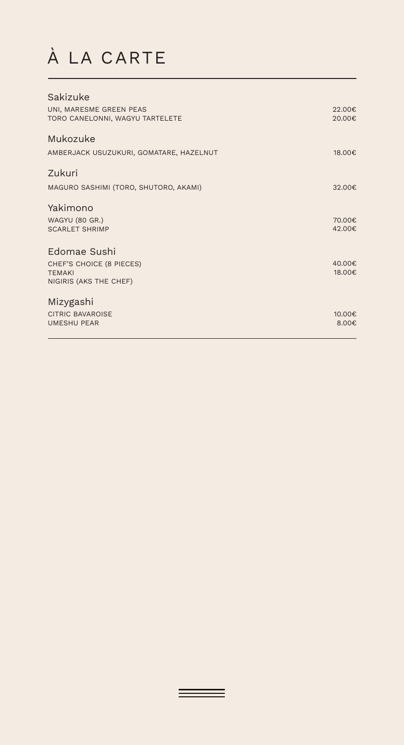# À LA CARTE

## Sakizuke

| | |
|---|---|
| UNI, MARESME GREEN PEAS | 22.00€ |
| TORO CANELONNI, WAGYU TARTELETE | 20.00€ |

## Mukozuke

| | |
|---|---|
| AMBERJACK USUZUKURI, GOMATARE, HAZELNUT | 18.00€ |

## Zukuri

| | |
|---|---|
| MAGURO SASHIMI (TORO, SHUTORO, AKAMI) | 32.00€ |

## Yakimono

| | |
|---|---|
| WAGYU (80 GR.) | 70.00€ |
| SCARLET SHRIMP | 42.00€ |

## Edomae Sushi

| | |
|---|---|
| CHEF'S CHOICE (8 PIECES) | 40.00€ |
| TEMAKI | 18.00€ |
| NIGIRIS (AKS THE CHEF) | |

## Mizygashi

| | |
|---|---|
| CITRIC BAVAROISE | 10.00€ |
| UMESHU PEAR | 8.00€ |